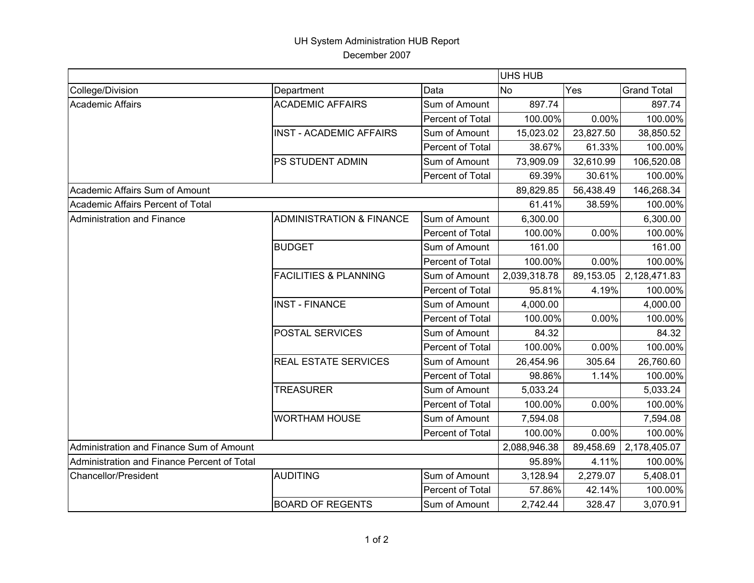# UH System Administration HUB Report

December 2007

| | | | UHS HUB | | |
|---|---|---|---|---|---|
| College/Division | Department | Data | No | Yes | Grand Total |
| Academic Affairs | ACADEMIC AFFAIRS | Sum of Amount | 897.74 | | 897.74 |
| | | Percent of Total | 100.00% | 0.00% | 100.00% |
| | INST - ACADEMIC AFFAIRS | Sum of Amount | 15,023.02 | 23,827.50 | 38,850.52 |
| | | Percent of Total | 38.67% | 61.33% | 100.00% |
| | PS STUDENT ADMIN | Sum of Amount | 73,909.09 | 32,610.99 | 106,520.08 |
| | | Percent of Total | 69.39% | 30.61% | 100.00% |
| Academic Affairs Sum of Amount | | | 89,829.85 | 56,438.49 | 146,268.34 |
| Academic Affairs Percent of Total | | | 61.41% | 38.59% | 100.00% |
| Administration and Finance | ADMINISTRATION & FINANCE | Sum of Amount | 6,300.00 | | 6,300.00 |
| | | Percent of Total | 100.00% | 0.00% | 100.00% |
| | BUDGET | Sum of Amount | 161.00 | | 161.00 |
| | | Percent of Total | 100.00% | 0.00% | 100.00% |
| | FACILITIES & PLANNING | Sum of Amount | 2,039,318.78 | 89,153.05 | 2,128,471.83 |
| | | Percent of Total | 95.81% | 4.19% | 100.00% |
| | INST - FINANCE | Sum of Amount | 4,000.00 | | 4,000.00 |
| | | Percent of Total | 100.00% | 0.00% | 100.00% |
| | POSTAL SERVICES | Sum of Amount | 84.32 | | 84.32 |
| | | Percent of Total | 100.00% | 0.00% | 100.00% |
| | REAL ESTATE SERVICES | Sum of Amount | 26,454.96 | 305.64 | 26,760.60 |
| | | Percent of Total | 98.86% | 1.14% | 100.00% |
| | TREASURER | Sum of Amount | 5,033.24 | | 5,033.24 |
| | | Percent of Total | 100.00% | 0.00% | 100.00% |
| | WORTHAM HOUSE | Sum of Amount | 7,594.08 | | 7,594.08 |
| | | Percent of Total | 100.00% | 0.00% | 100.00% |
| Administration and Finance Sum of Amount | | | 2,088,946.38 | 89,458.69 | 2,178,405.07 |
| Administration and Finance Percent of Total | | | 95.89% | 4.11% | 100.00% |
| Chancellor/President | AUDITING | Sum of Amount | 3,128.94 | 2,279.07 | 5,408.01 |
| | | Percent of Total | 57.86% | 42.14% | 100.00% |
| | BOARD OF REGENTS | Sum of Amount | 2,742.44 | 328.47 | 3,070.91 |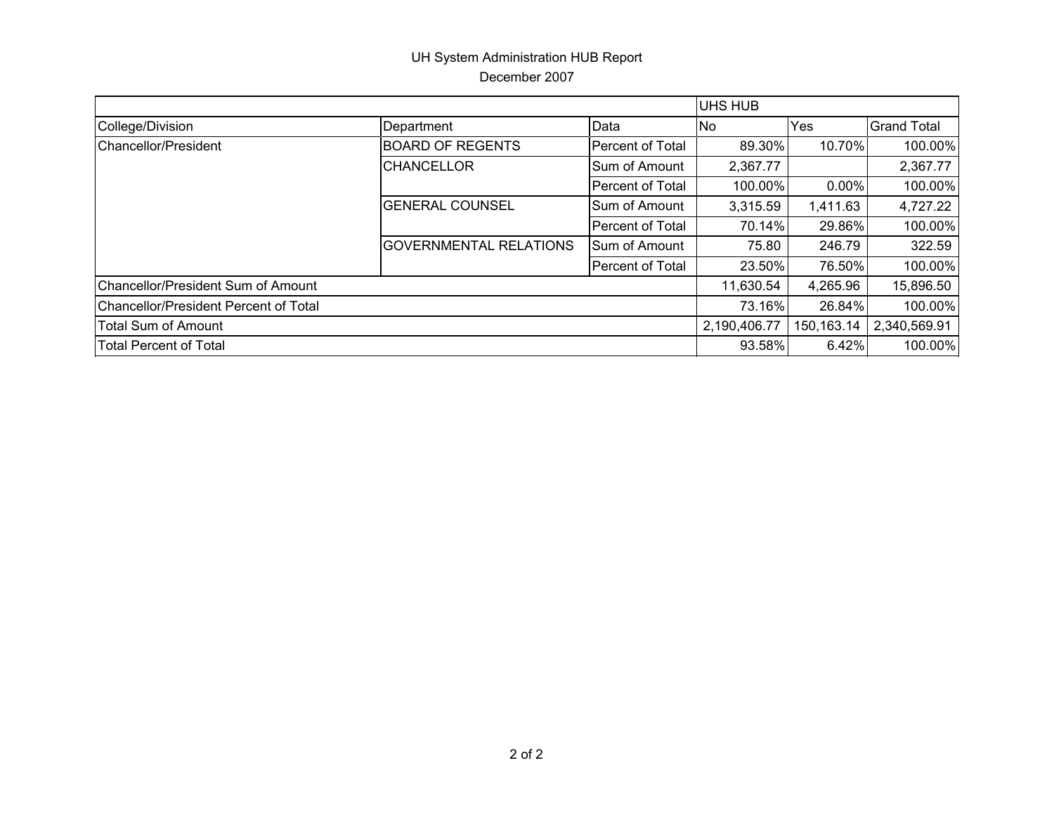UH System Administration HUB Report

December 2007

| | | | UHS HUB | | |
|---|---|---|---|---|---|
| College/Division | Department | Data | No | Yes | Grand Total |
| Chancellor/President | BOARD OF REGENTS | Percent of Total | 89.30% | 10.70% | 100.00% |
| | CHANCELLOR | Sum of Amount | 2,367.77 | | 2,367.77 |
| | | Percent of Total | 100.00% | 0.00% | 100.00% |
| | GENERAL COUNSEL | Sum of Amount | 3,315.59 | 1,411.63 | 4,727.22 |
| | | Percent of Total | 70.14% | 29.86% | 100.00% |
| | GOVERNMENTAL RELATIONS | Sum of Amount | 75.80 | 246.79 | 322.59 |
| | | Percent of Total | 23.50% | 76.50% | 100.00% |
| Chancellor/President Sum of Amount | | | 11,630.54 | 4,265.96 | 15,896.50 |
| Chancellor/President Percent of Total | | | 73.16% | 26.84% | 100.00% |
| Total Sum of Amount | | | 2,190,406.77 | 150,163.14 | 2,340,569.91 |
| Total Percent of Total | | | 93.58% | 6.42% | 100.00% |